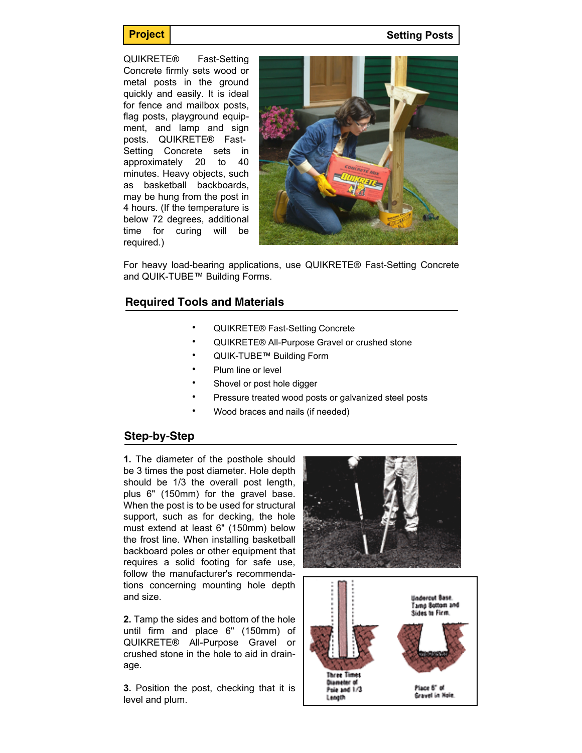**Project** | **Setting Posts**

QUIKRETE® Fast-Setting Concrete firmly sets wood or metal posts in the ground quickly and easily. It is ideal for fence and mailbox posts, flag posts, playground equipment, and lamp and sign posts. QUIKRETE® Fast-Setting Concrete sets in approximately 20 to 40 minutes. Heavy objects, such as basketball backboards, may be hung from the post in 4 hours. (If the temperature is below 72 degrees, additional time for curing will be required.)

For heavy load-bearing applications, use QUIKRETE® Fast-Setting Concrete and QUIK-TUBE™ Building Forms.

## Required Tools and Materials

- QUIKRETE® Fast-Setting Concrete
- QUIKRETE® All-Purpose Gravel or crushed stone
- QUIK-TUBE™ Building Form
- Plum line or level
- Shovel or post hole digger
- Pressure treated wood posts or galvanized steel posts
- Wood braces and nails (if needed)

## Step-by-Step

**1.** The diameter of the posthole should be 3 times the post diameter. Hole depth should be 1/3 the overall post length, plus 6" (150mm) for the gravel base. When the post is to be used for structural support, such as for decking, the hole must extend at least 6" (150mm) below the frost line. When installing basketball backboard poles or other equipment that requires a solid footing for safe use, follow the manufacturer's recommendations concerning mounting hole depth and size.

**2.** Tamp the sides and bottom of the hole until firm and place 6" (150mm) of QUIKRETE® All-Purpose Gravel or crushed stone in the hole to aid in drainage.

**3.** Position the post, checking that it is level and plum.

Three Times Diameter of Pole and 1/3 Length

Undercut Base. Tamp Bottom and Sides to Firm.

Place 6" of Gravel in Hole.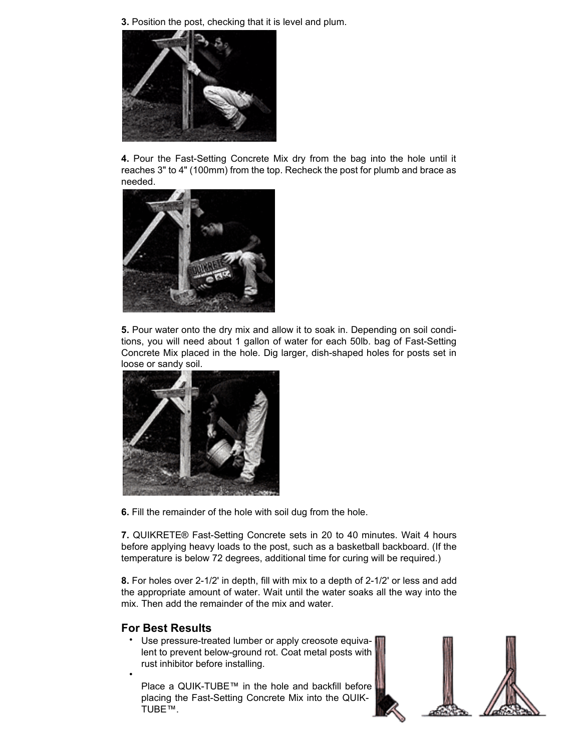**3.** Position the post, checking that it is level and plumb.

**4.** Pour the Fast-Setting Concrete Mix dry from the bag into the hole until it reaches 3" to 4" (100mm) from the top. Recheck the post for plumb and brace as needed.

**5.** Pour water onto the dry mix and allow it to soak in. Depending on soil conditions, you will need about 1 gallon of water for each 50lb. bag of Fast-Setting Concrete Mix placed in the hole. Dig larger, dish-shaped holes for posts set in loose or sandy soil.

**6.** Fill the remainder of the hole with soil dug from the hole.

**7.** QUIKRETE® Fast-Setting Concrete sets in 20 to 40 minutes. Wait 4 hours before applying heavy loads to the post, such as a basketball backboard. (If the temperature is below 72 degrees, additional time for curing will be required.)

**8.** For holes over 2-1/2' in depth, fill with mix to a depth of 2-1/2' or less and add the appropriate amount of water. Wait until the water soaks all the way into the mix. Then add the remainder of the mix and water.

## For Best Results

- Use pressure-treated lumber or apply creosote equivalent to prevent below-ground rot. Coat metal posts with rust inhibitor before installing.
- Place a QUIK-TUBE™ in the hole and backfill before placing the Fast-Setting Concrete Mix into the QUIK-TUBE™.